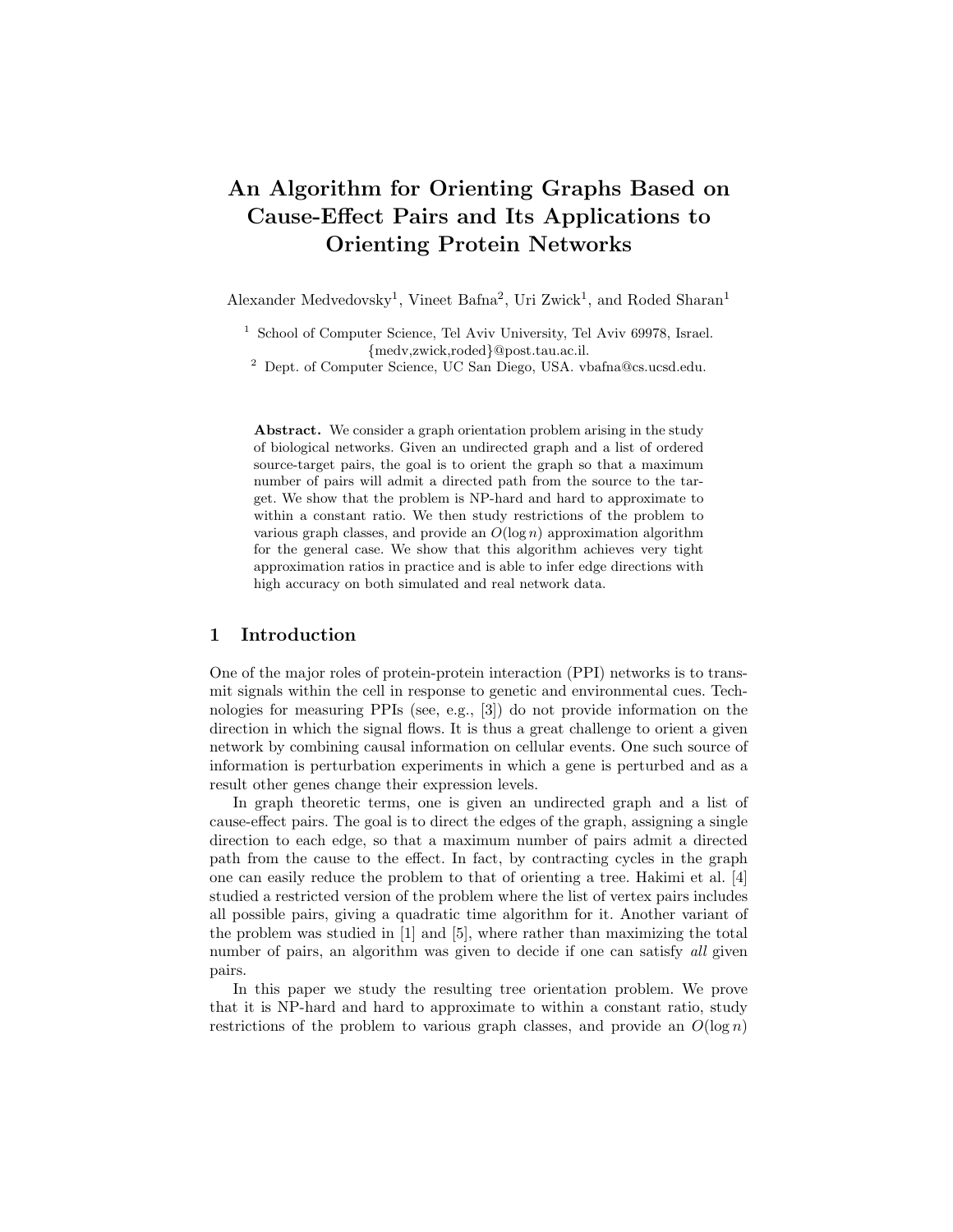# An Algorithm for Orienting Graphs Based on Cause-Effect Pairs and Its Applications to Orienting Protein Networks

Alexander Medvedovsky[1], Vineet Bafna[2], Uri Zwick[1], and Roded Sharan[1]

[1] School of Computer Science, Tel Aviv University, Tel Aviv 69978, Israel. {medv,zwick,roded}@post.tau.ac.il.
[2] Dept. of Computer Science, UC San Diego, USA. vbafna@cs.ucsd.edu.

**Abstract.** We consider a graph orientation problem arising in the study of biological networks. Given an undirected graph and a list of ordered source-target pairs, the goal is to orient the graph so that a maximum number of pairs will admit a directed path from the source to the target. We show that the problem is NP-hard and hard to approximate to within a constant ratio. We then study restrictions of the problem to various graph classes, and provide an $O(\log n)$ approximation algorithm for the general case. We show that this algorithm achieves very tight approximation ratios in practice and is able to infer edge directions with high accuracy on both simulated and real network data.

## 1 Introduction

One of the major roles of protein-protein interaction (PPI) networks is to transmit signals within the cell in response to genetic and environmental cues. Technologies for measuring PPIs (see, e.g., [3]) do not provide information on the direction in which the signal flows. It is thus a great challenge to orient a given network by combining causal information on cellular events. One such source of information is perturbation experiments in which a gene is perturbed and as a result other genes change their expression levels.

In graph theoretic terms, one is given an undirected graph and a list of cause-effect pairs. The goal is to direct the edges of the graph, assigning a single direction to each edge, so that a maximum number of pairs admit a directed path from the cause to the effect. In fact, by contracting cycles in the graph one can easily reduce the problem to that of orienting a tree. Hakimi et al. [4] studied a restricted version of the problem where the list of vertex pairs includes all possible pairs, giving a quadratic time algorithm for it. Another variant of the problem was studied in [1] and [5], where rather than maximizing the total number of pairs, an algorithm was given to decide if one can satisfy *all* given pairs.

In this paper we study the resulting tree orientation problem. We prove that it is NP-hard and hard to approximate to within a constant ratio, study restrictions of the problem to various graph classes, and provide an $O(\log n)$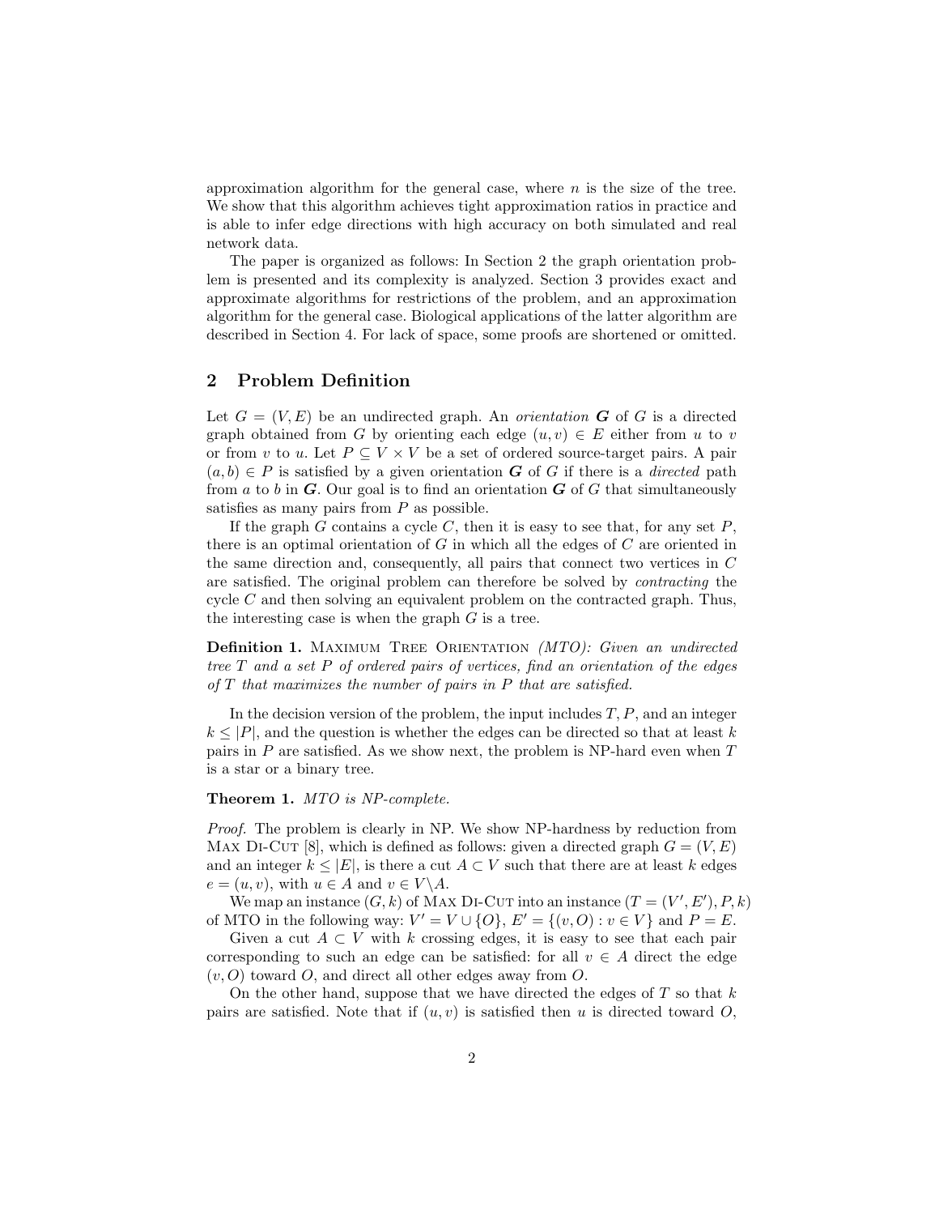approximation algorithm for the general case, where $n$ is the size of the tree. We show that this algorithm achieves tight approximation ratios in practice and is able to infer edge directions with high accuracy on both simulated and real network data.

The paper is organized as follows: In Section 2 the graph orientation problem is presented and its complexity is analyzed. Section 3 provides exact and approximate algorithms for restrictions of the problem, and an approximation algorithm for the general case. Biological applications of the latter algorithm are described in Section 4. For lack of space, some proofs are shortened or omitted.

## 2 Problem Definition

Let $G = (V, E)$ be an undirected graph. An *orientation* $\boldsymbol{G}$ of $G$ is a directed graph obtained from $G$ by orienting each edge $(u, v) \in E$ either from $u$ to $v$ or from $v$ to $u$. Let $P \subseteq V \times V$ be a set of ordered source-target pairs. A pair $(a, b) \in P$ is satisfied by a given orientation $\boldsymbol{G}$ of $G$ if there is a *directed* path from $a$ to $b$ in $\boldsymbol{G}$. Our goal is to find an orientation $\boldsymbol{G}$ of $G$ that simultaneously satisfies as many pairs from $P$ as possible.

If the graph $G$ contains a cycle $C$, then it is easy to see that, for any set $P$, there is an optimal orientation of $G$ in which all the edges of $C$ are oriented in the same direction and, consequently, all pairs that connect two vertices in $C$ are satisfied. The original problem can therefore be solved by *contracting* the cycle $C$ and then solving an equivalent problem on the contracted graph. Thus, the interesting case is when the graph $G$ is a tree.

**Definition 1.** Maximum Tree Orientation *(MTO): Given an undirected tree $T$ and a set $P$ of ordered pairs of vertices, find an orientation of the edges of $T$ that maximizes the number of pairs in $P$ that are satisfied.*

In the decision version of the problem, the input includes $T, P$, and an integer $k \leq |P|$, and the question is whether the edges can be directed so that at least $k$ pairs in $P$ are satisfied. As we show next, the problem is NP-hard even when $T$ is a star or a binary tree.

**Theorem 1.** *MTO is NP-complete.*

*Proof.* The problem is clearly in NP. We show NP-hardness by reduction from Max Di-Cut [8], which is defined as follows: given a directed graph $G = (V, E)$ and an integer $k \leq |E|$, is there a cut $A \subset V$ such that there are at least $k$ edges $e = (u, v)$, with $u \in A$ and $v \in V \backslash A$.

We map an instance $(G, k)$ of Max Di-Cut into an instance $(T = (V', E'), P, k)$ of MTO in the following way: $V' = V \cup \{O\}$, $E' = \{(v, O) : v \in V\}$ and $P = E$.

Given a cut $A \subset V$ with $k$ crossing edges, it is easy to see that each pair corresponding to such an edge can be satisfied: for all $v \in A$ direct the edge $(v, O)$ toward $O$, and direct all other edges away from $O$.

On the other hand, suppose that we have directed the edges of $T$ so that $k$ pairs are satisfied. Note that if $(u, v)$ is satisfied then $u$ is directed toward $O$,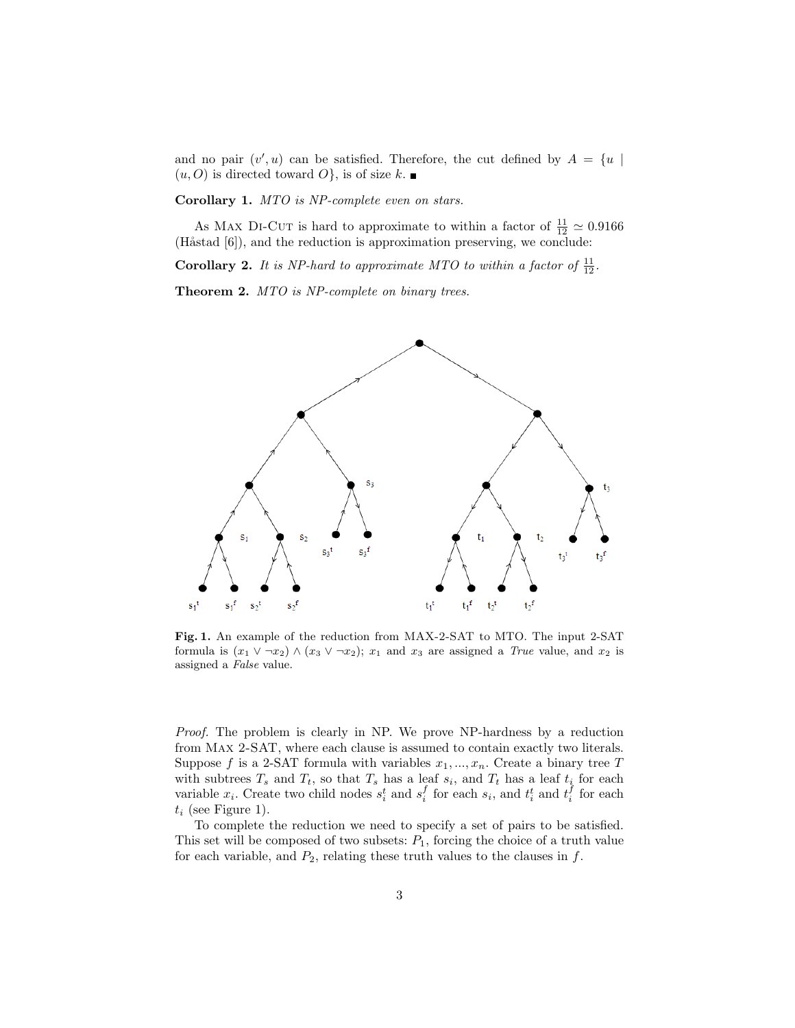and no pair $(v', u)$ can be satisfied. Therefore, the cut defined by $A = \{u \mid (u, O) \text{ is directed toward } O\}$, is of size $k$. ■

**Corollary 1.** *MTO is NP-complete even on stars.*

As Max Di-Cut is hard to approximate to within a factor of $\frac{11}{12} \simeq 0.9166$ (Håstad [6]), and the reduction is approximation preserving, we conclude:

**Corollary 2.** *It is NP-hard to approximate MTO to within a factor of* $\frac{11}{12}$.

**Theorem 2.** *MTO is NP-complete on binary trees.*

**Fig. 1.** An example of the reduction from MAX-2-SAT to MTO. The input 2-SAT formula is $(x_1 \vee \neg x_2) \wedge (x_3 \vee \neg x_2)$; $x_1$ and $x_3$ are assigned a *True* value, and $x_2$ is assigned a *False* value.

*Proof.* The problem is clearly in NP. We prove NP-hardness by a reduction from Max 2-SAT, where each clause is assumed to contain exactly two literals. Suppose $f$ is a 2-SAT formula with variables $x_1, ..., x_n$. Create a binary tree $T$ with subtrees $T_s$ and $T_t$, so that $T_s$ has a leaf $s_i$, and $T_t$ has a leaf $t_i$ for each variable $x_i$. Create two child nodes $s_i^t$ and $s_i^f$ for each $s_i$, and $t_i^t$ and $t_i^f$ for each $t_i$ (see Figure 1).

To complete the reduction we need to specify a set of pairs to be satisfied. This set will be composed of two subsets: $P_1$, forcing the choice of a truth value for each variable, and $P_2$, relating these truth values to the clauses in $f$.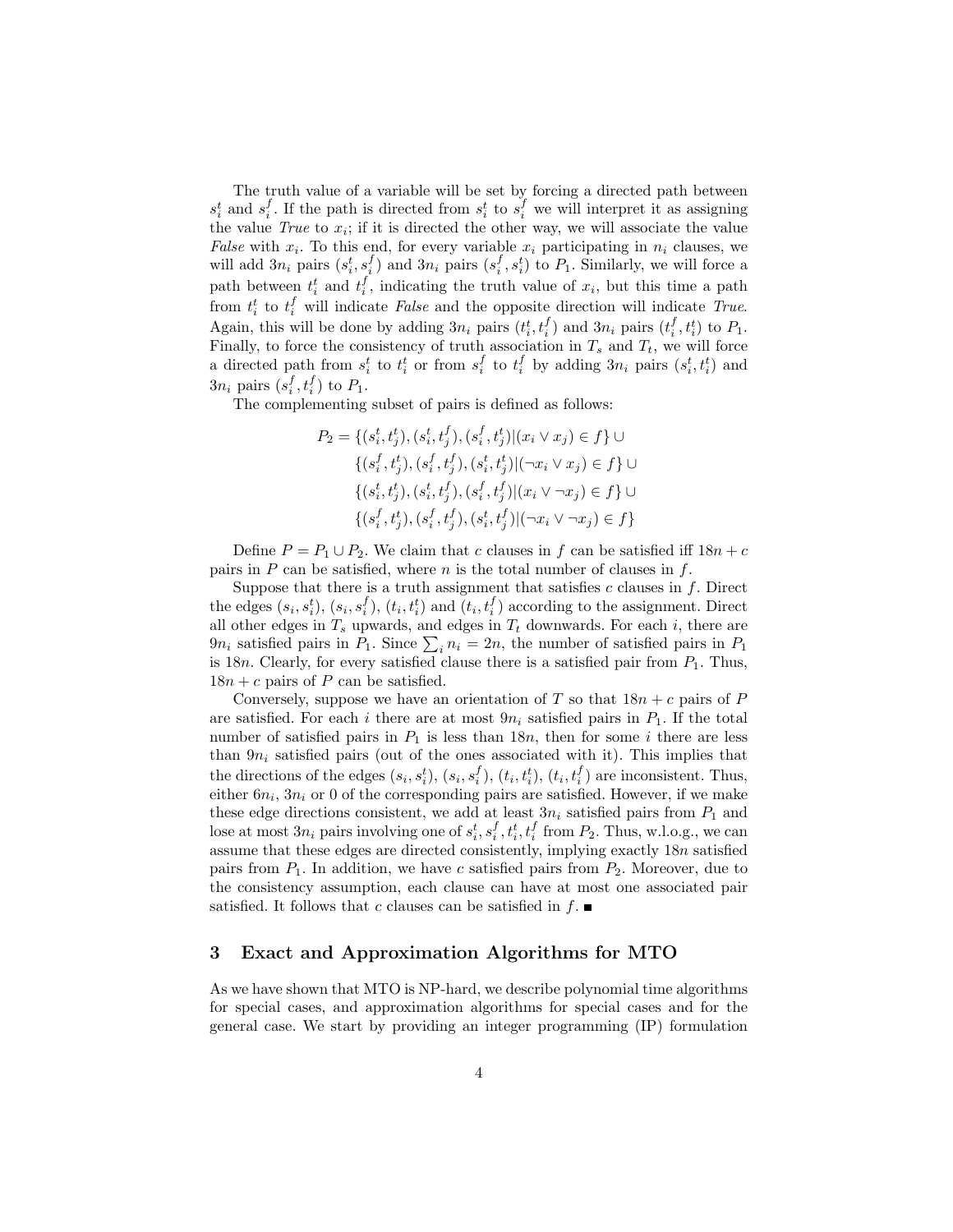The truth value of a variable will be set by forcing a directed path between $s_i^t$ and $s_i^f$. If the path is directed from $s_i^t$ to $s_i^f$ we will interpret it as assigning the value *True* to $x_i$; if it is directed the other way, we will associate the value *False* with $x_i$. To this end, for every variable $x_i$ participating in $n_i$ clauses, we will add $3n_i$ pairs $(s_i^t, s_i^f)$ and $3n_i$ pairs $(s_i^f, s_i^t)$ to $P_1$. Similarly, we will force a path between $t_i^t$ and $t_i^f$, indicating the truth value of $x_i$, but this time a path from $t_i^t$ to $t_i^f$ will indicate *False* and the opposite direction will indicate *True*. Again, this will be done by adding $3n_i$ pairs $(t_i^t, t_i^f)$ and $3n_i$ pairs $(t_i^f, t_i^t)$ to $P_1$. Finally, to force the consistency of truth association in $T_s$ and $T_t$, we will force a directed path from $s_i^t$ to $t_i^t$ or from $s_i^f$ to $t_i^f$ by adding $3n_i$ pairs $(s_i^t, t_i^t)$ and $3n_i$ pairs $(s_i^f, t_i^f)$ to $P_1$.

The complementing subset of pairs is defined as follows:

$$
\begin{aligned}
P_2 = \{&(s_i^t, t_j^t), (s_i^t, t_j^f), (s_i^f, t_j^t) | (x_i \vee x_j) \in f\} \cup \\
\{&(s_i^f, t_j^t), (s_i^f, t_j^f), (s_i^t, t_i^t) | (\neg x_i \vee x_j) \in f\} \cup \\
\{&(s_i^t, t_j^t), (s_i^t, t_j^f), (s_i^f, t_j^f) | (x_i \vee \neg x_j) \in f\} \cup \\
\{&(s_i^f, t_j^t), (s_i^f, t_j^f), (s_i^t, t_j^f) | (\neg x_i \vee \neg x_j) \in f\}
\end{aligned}
$$

Define $P = P_1 \cup P_2$. We claim that $c$ clauses in $f$ can be satisfied iff $18n + c$ pairs in $P$ can be satisfied, where $n$ is the total number of clauses in $f$.

Suppose that there is a truth assignment that satisfies $c$ clauses in $f$. Direct the edges $(s_i, s_i^t)$, $(s_i, s_i^f)$, $(t_i, t_i^t)$ and $(t_i, t_i^f)$ according to the assignment. Direct all other edges in $T_s$ upwards, and edges in $T_t$ downwards. For each $i$, there are $9n_i$ satisfied pairs in $P_1$. Since $\sum_i n_i = 2n$, the number of satisfied pairs in $P_1$ is $18n$. Clearly, for every satisfied clause there is a satisfied pair from $P_1$. Thus, $18n + c$ pairs of $P$ can be satisfied.

Conversely, suppose we have an orientation of $T$ so that $18n + c$ pairs of $P$ are satisfied. For each $i$ there are at most $9n_i$ satisfied pairs in $P_1$. If the total number of satisfied pairs in $P_1$ is less than $18n$, then for some $i$ there are less than $9n_i$ satisfied pairs (out of the ones associated with it). This implies that the directions of the edges $(s_i, s_i^t)$, $(s_i, s_i^f)$, $(t_i, t_i^t)$, $(t_i, t_i^f)$ are inconsistent. Thus, either $6n_i$, $3n_i$ or 0 of the corresponding pairs are satisfied. However, if we make these edge directions consistent, we add at least $3n_i$ satisfied pairs from $P_1$ and lose at most $3n_i$ pairs involving one of $s_i^t, s_i^f, t_i^t, t_i^f$ from $P_2$. Thus, w.l.o.g., we can assume that these edges are directed consistently, implying exactly $18n$ satisfied pairs from $P_1$. In addition, we have $c$ satisfied pairs from $P_2$. Moreover, due to the consistency assumption, each clause can have at most one associated pair satisfied. It follows that $c$ clauses can be satisfied in $f$. ■

## 3 Exact and Approximation Algorithms for MTO

As we have shown that MTO is NP-hard, we describe polynomial time algorithms for special cases, and approximation algorithms for special cases and for the general case. We start by providing an integer programming (IP) formulation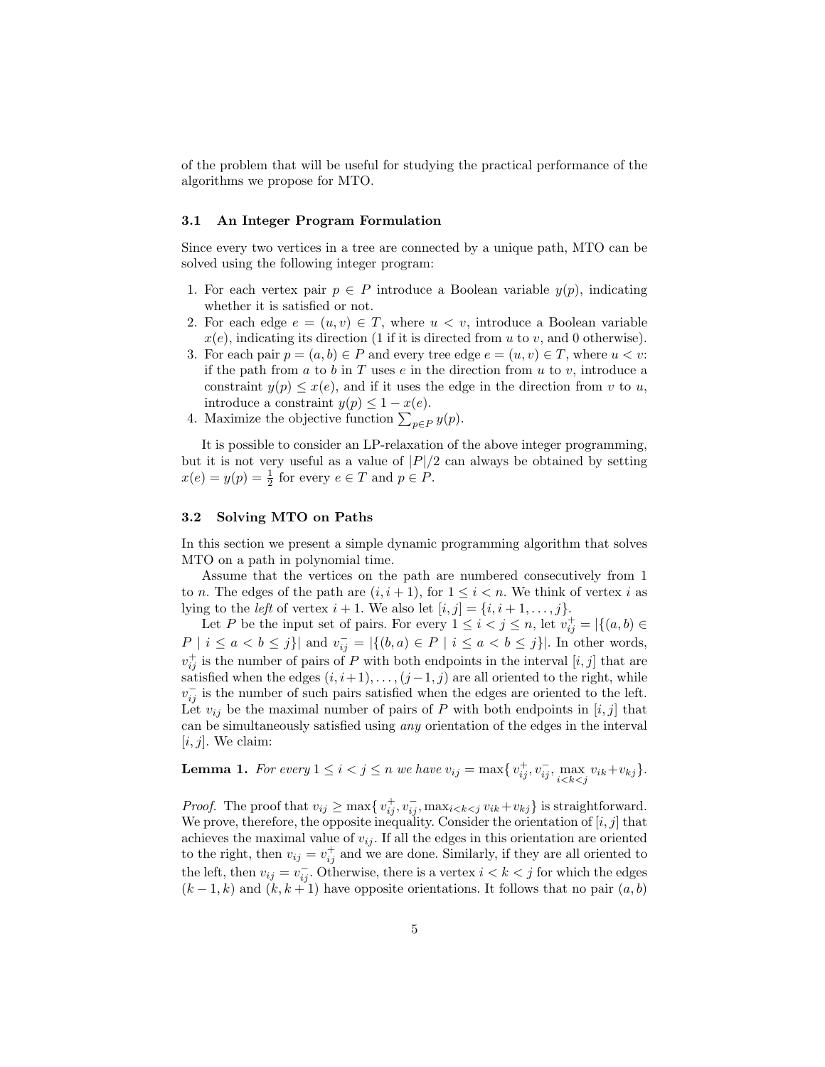of the problem that will be useful for studying the practical performance of the algorithms we propose for MTO.

### 3.1 An Integer Program Formulation

Since every two vertices in a tree are connected by a unique path, MTO can be solved using the following integer program:

1. For each vertex pair $p \in P$ introduce a Boolean variable $y(p)$, indicating whether it is satisfied or not.
2. For each edge $e = (u, v) \in T$, where $u < v$, introduce a Boolean variable $x(e)$, indicating its direction (1 if it is directed from $u$ to $v$, and 0 otherwise).
3. For each pair $p = (a, b) \in P$ and every tree edge $e = (u, v) \in T$, where $u < v$: if the path from $a$ to $b$ in $T$ uses $e$ in the direction from $u$ to $v$, introduce a constraint $y(p) \leq x(e)$, and if it uses the edge in the direction from $v$ to $u$, introduce a constraint $y(p) \leq 1 - x(e)$.
4. Maximize the objective function $\sum_{p \in P} y(p)$.

It is possible to consider an LP-relaxation of the above integer programming, but it is not very useful as a value of $|P|/2$ can always be obtained by setting $x(e) = y(p) = \frac{1}{2}$ for every $e \in T$ and $p \in P$.

### 3.2 Solving MTO on Paths

In this section we present a simple dynamic programming algorithm that solves MTO on a path in polynomial time.

Assume that the vertices on the path are numbered consecutively from 1 to $n$. The edges of the path are $(i, i+1)$, for $1 \leq i < n$. We think of vertex $i$ as lying to the *left* of vertex $i+1$. We also let $[i, j] = \{i, i+1, \ldots, j\}$.

Let $P$ be the input set of pairs. For every $1 \leq i < j \leq n$, let $v^+_{ij} = |\{(a, b) \in P \mid i \leq a < b \leq j\}|$ and $v^-_{ij} = |\{(b, a) \in P \mid i \leq a < b \leq j\}|$. In other words, $v^+_{ij}$ is the number of pairs of $P$ with both endpoints in the interval $[i, j]$ that are satisfied when the edges $(i, i+1), \ldots, (j-1, j)$ are all oriented to the right, while $v^-_{ij}$ is the number of such pairs satisfied when the edges are oriented to the left. Let $v_{ij}$ be the maximal number of pairs of $P$ with both endpoints in $[i, j]$ that can be simultaneously satisfied using *any* orientation of the edges in the interval $[i, j]$. We claim:

**Lemma 1.** *For every $1 \leq i < j \leq n$ we have $v_{ij} = \max\{\, v^+_{ij}, v^-_{ij}, \max_{i<k<j} v_{ik} + v_{kj}\}$.*

*Proof.* The proof that $v_{ij} \geq \max\{\, v^+_{ij}, v^-_{ij}, \max_{i<k<j} v_{ik} + v_{kj}\}$ is straightforward. We prove, therefore, the opposite inequality. Consider the orientation of $[i, j]$ that achieves the maximal value of $v_{ij}$. If all the edges in this orientation are oriented to the right, then $v_{ij} = v^+_{ij}$ and we are done. Similarly, if they are all oriented to the left, then $v_{ij} = v^-_{ij}$. Otherwise, there is a vertex $i < k < j$ for which the edges $(k-1, k)$ and $(k, k+1)$ have opposite orientations. It follows that no pair $(a, b)$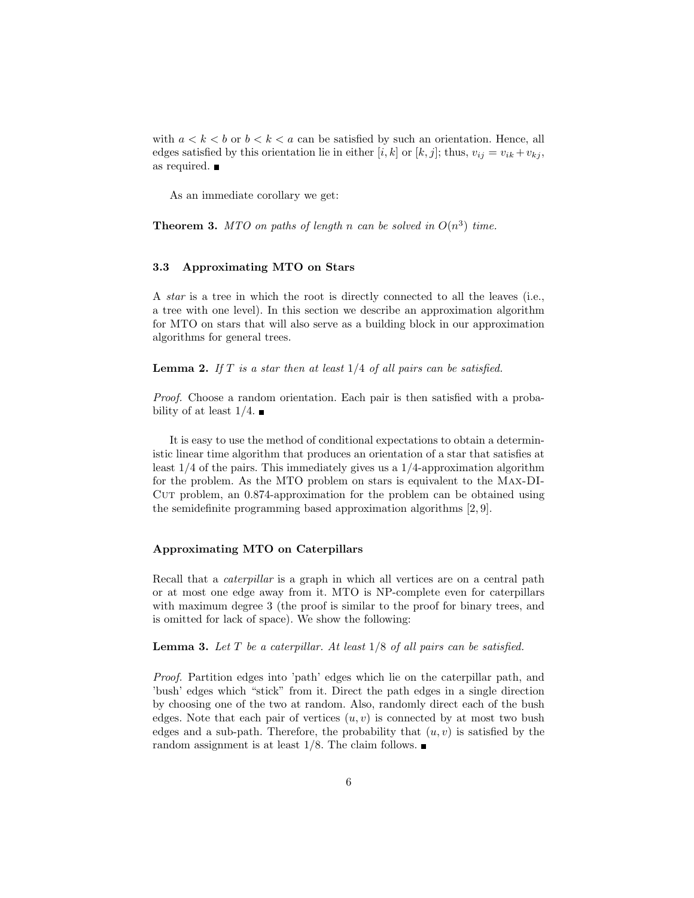with $a < k < b$ or $b < k < a$ can be satisfied by such an orientation. Hence, all edges satisfied by this orientation lie in either $[i, k]$ or $[k, j]$; thus, $v_{ij} = v_{ik} + v_{kj}$, as required. ∎

As an immediate corollary we get:

**Theorem 3.** *MTO on paths of length $n$ can be solved in $O(n^3)$ time.*

### 3.3 Approximating MTO on Stars

A *star* is a tree in which the root is directly connected to all the leaves (i.e., a tree with one level). In this section we describe an approximation algorithm for MTO on stars that will also serve as a building block in our approximation algorithms for general trees.

**Lemma 2.** *If $T$ is a star then at least $1/4$ of all pairs can be satisfied.*

*Proof.* Choose a random orientation. Each pair is then satisfied with a probability of at least $1/4$. ∎

It is easy to use the method of conditional expectations to obtain a deterministic linear time algorithm that produces an orientation of a star that satisfies at least $1/4$ of the pairs. This immediately gives us a $1/4$-approximation algorithm for the problem. As the MTO problem on stars is equivalent to the Max-DI-Cut problem, an 0.874-approximation for the problem can be obtained using the semidefinite programming based approximation algorithms [2, 9].

#### Approximating MTO on Caterpillars

Recall that a *caterpillar* is a graph in which all vertices are on a central path or at most one edge away from it. MTO is NP-complete even for caterpillars with maximum degree 3 (the proof is similar to the proof for binary trees, and is omitted for lack of space). We show the following:

**Lemma 3.** *Let $T$ be a caterpillar. At least $1/8$ of all pairs can be satisfied.*

*Proof.* Partition edges into 'path' edges which lie on the caterpillar path, and 'bush' edges which "stick" from it. Direct the path edges in a single direction by choosing one of the two at random. Also, randomly direct each of the bush edges. Note that each pair of vertices $(u, v)$ is connected by at most two bush edges and a sub-path. Therefore, the probability that $(u, v)$ is satisfied by the random assignment is at least $1/8$. The claim follows. ∎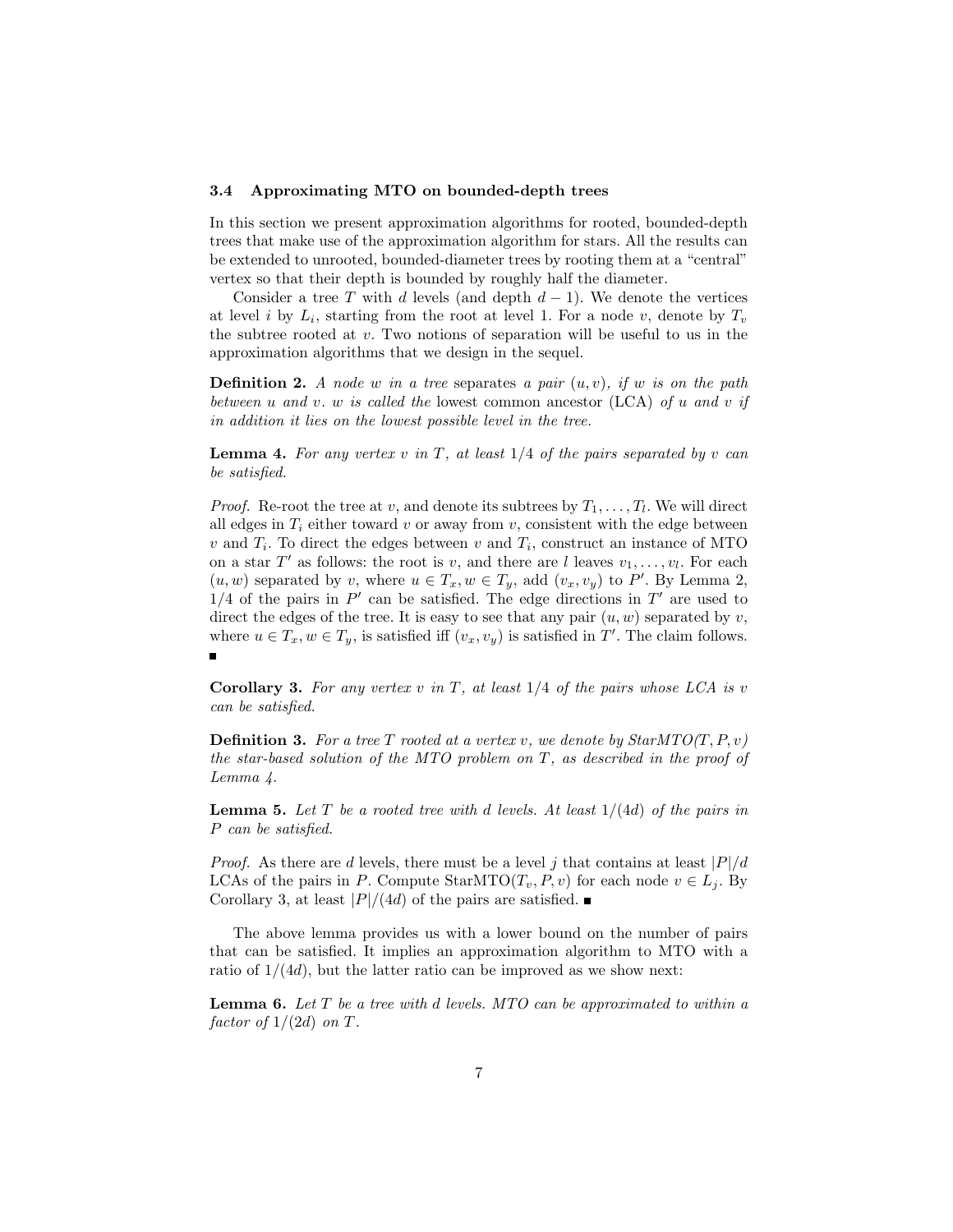### 3.4 Approximating MTO on bounded-depth trees

In this section we present approximation algorithms for rooted, bounded-depth trees that make use of the approximation algorithm for stars. All the results can be extended to unrooted, bounded-diameter trees by rooting them at a "central" vertex so that their depth is bounded by roughly half the diameter.

Consider a tree $T$ with $d$ levels (and depth $d-1$). We denote the vertices at level $i$ by $L_i$, starting from the root at level 1. For a node $v$, denote by $T_v$ the subtree rooted at $v$. Two notions of separation will be useful to us in the approximation algorithms that we design in the sequel.

**Definition 2.** *A node $w$ in a tree* separates *a pair $(u, v)$, if $w$ is on the path between $u$ and $v$. $w$ is called the* lowest common ancestor (LCA) *of $u$ and $v$ if in addition it lies on the lowest possible level in the tree.*

**Lemma 4.** *For any vertex $v$ in $T$, at least $1/4$ of the pairs separated by $v$ can be satisfied.*

*Proof.* Re-root the tree at $v$, and denote its subtrees by $T_1, \ldots, T_l$. We will direct all edges in $T_i$ either toward $v$ or away from $v$, consistent with the edge between $v$ and $T_i$. To direct the edges between $v$ and $T_i$, construct an instance of MTO on a star $T'$ as follows: the root is $v$, and there are $l$ leaves $v_1, \ldots, v_l$. For each $(u, w)$ separated by $v$, where $u \in T_x, w \in T_y$, add $(v_x, v_y)$ to $P'$. By Lemma 2, $1/4$ of the pairs in $P'$ can be satisfied. The edge directions in $T'$ are used to direct the edges of the tree. It is easy to see that any pair $(u, w)$ separated by $v$, where $u \in T_x, w \in T_y$, is satisfied iff $(v_x, v_y)$ is satisfied in $T'$. The claim follows. ∎

**Corollary 3.** *For any vertex $v$ in $T$, at least $1/4$ of the pairs whose LCA is $v$ can be satisfied.*

**Definition 3.** *For a tree $T$ rooted at a vertex $v$, we denote by StarMTO($T, P, v$) the star-based solution of the MTO problem on $T$, as described in the proof of Lemma 4.*

**Lemma 5.** *Let $T$ be a rooted tree with $d$ levels. At least $1/(4d)$ of the pairs in $P$ can be satisfied.*

*Proof.* As there are $d$ levels, there must be a level $j$ that contains at least $|P|/d$ LCAs of the pairs in $P$. Compute StarMTO($T_v, P, v$) for each node $v \in L_j$. By Corollary 3, at least $|P|/(4d)$ of the pairs are satisfied. ∎

The above lemma provides us with a lower bound on the number of pairs that can be satisfied. It implies an approximation algorithm to MTO with a ratio of $1/(4d)$, but the latter ratio can be improved as we show next:

**Lemma 6.** *Let $T$ be a tree with $d$ levels. MTO can be approximated to within a factor of $1/(2d)$ on $T$.*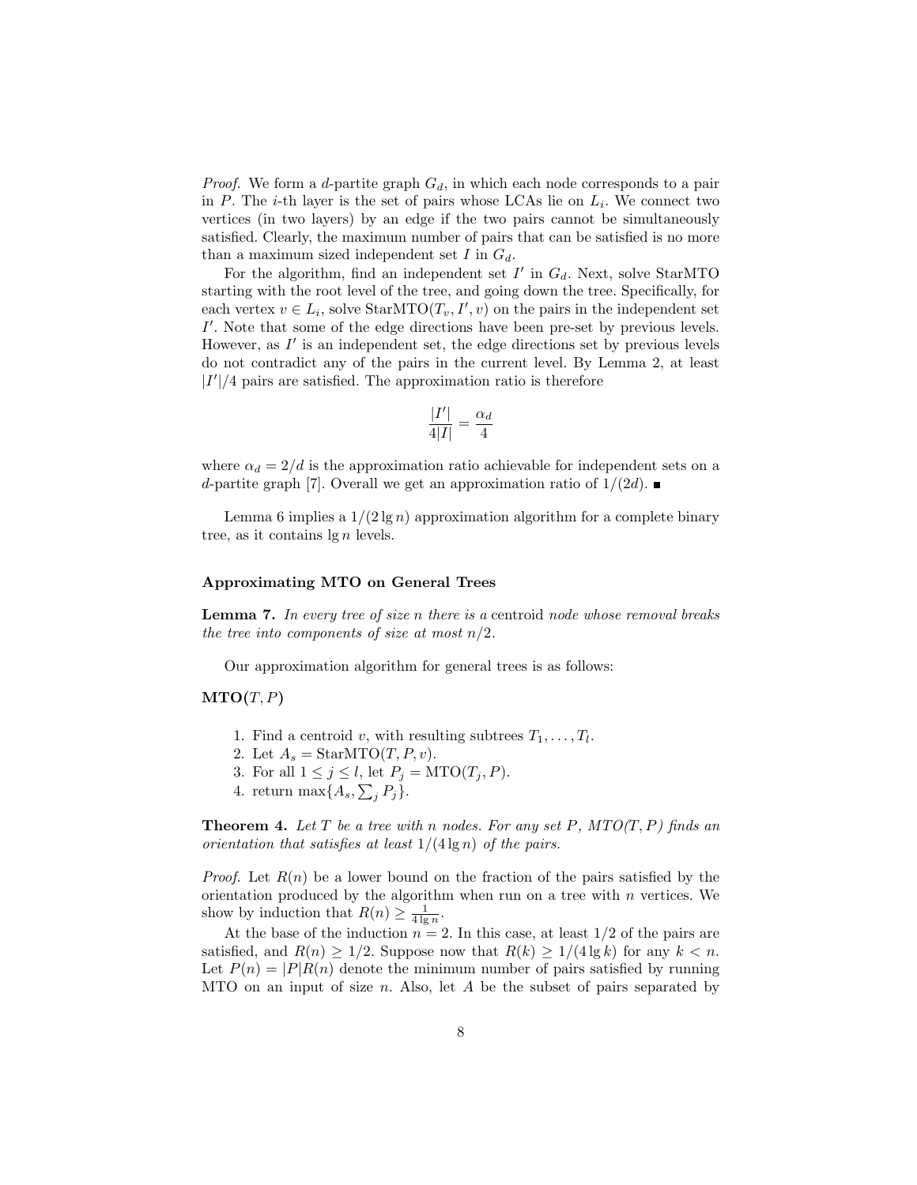*Proof.* We form a $d$-partite graph $G_d$, in which each node corresponds to a pair in $P$. The $i$-th layer is the set of pairs whose LCAs lie on $L_i$. We connect two vertices (in two layers) by an edge if the two pairs cannot be simultaneously satisfied. Clearly, the maximum number of pairs that can be satisfied is no more than a maximum sized independent set $I$ in $G_d$.

For the algorithm, find an independent set $I'$ in $G_d$. Next, solve StarMTO starting with the root level of the tree, and going down the tree. Specifically, for each vertex $v \in L_i$, solve StarMTO$(T_v, I', v)$ on the pairs in the independent set $I'$. Note that some of the edge directions have been pre-set by previous levels. However, as $I'$ is an independent set, the edge directions set by previous levels do not contradict any of the pairs in the current level. By Lemma 2, at least $|I'|/4$ pairs are satisfied. The approximation ratio is therefore

$$\frac{|I'|}{4|I|} = \frac{\alpha_d}{4}$$

where $\alpha_d = 2/d$ is the approximation ratio achievable for independent sets on a $d$-partite graph [7]. Overall we get an approximation ratio of $1/(2d)$. ∎

Lemma 6 implies a $1/(2 \lg n)$ approximation algorithm for a complete binary tree, as it contains $\lg n$ levels.

### Approximating MTO on General Trees

**Lemma 7.** *In every tree of size $n$ there is a* centroid *node whose removal breaks the tree into components of size at most $n/2$.*

Our approximation algorithm for general trees is as follows:

**MTO$(T, P)$**

1. Find a centroid $v$, with resulting subtrees $T_1, \ldots, T_l$.
2. Let $A_s = \text{StarMTO}(T, P, v)$.
3. For all $1 \leq j \leq l$, let $P_j = \text{MTO}(T_j, P)$.
4. return $\max\{A_s, \sum_j P_j\}$.

**Theorem 4.** *Let $T$ be a tree with $n$ nodes. For any set $P$, MTO$(T, P)$ finds an orientation that satisfies at least $1/(4 \lg n)$ of the pairs.*

*Proof.* Let $R(n)$ be a lower bound on the fraction of the pairs satisfied by the orientation produced by the algorithm when run on a tree with $n$ vertices. We show by induction that $R(n) \geq \frac{1}{4 \lg n}$.

At the base of the induction $n = 2$. In this case, at least $1/2$ of the pairs are satisfied, and $R(n) \geq 1/2$. Suppose now that $R(k) \geq 1/(4 \lg k)$ for any $k < n$. Let $P(n) = |P|R(n)$ denote the minimum number of pairs satisfied by running MTO on an input of size $n$. Also, let $A$ be the subset of pairs separated by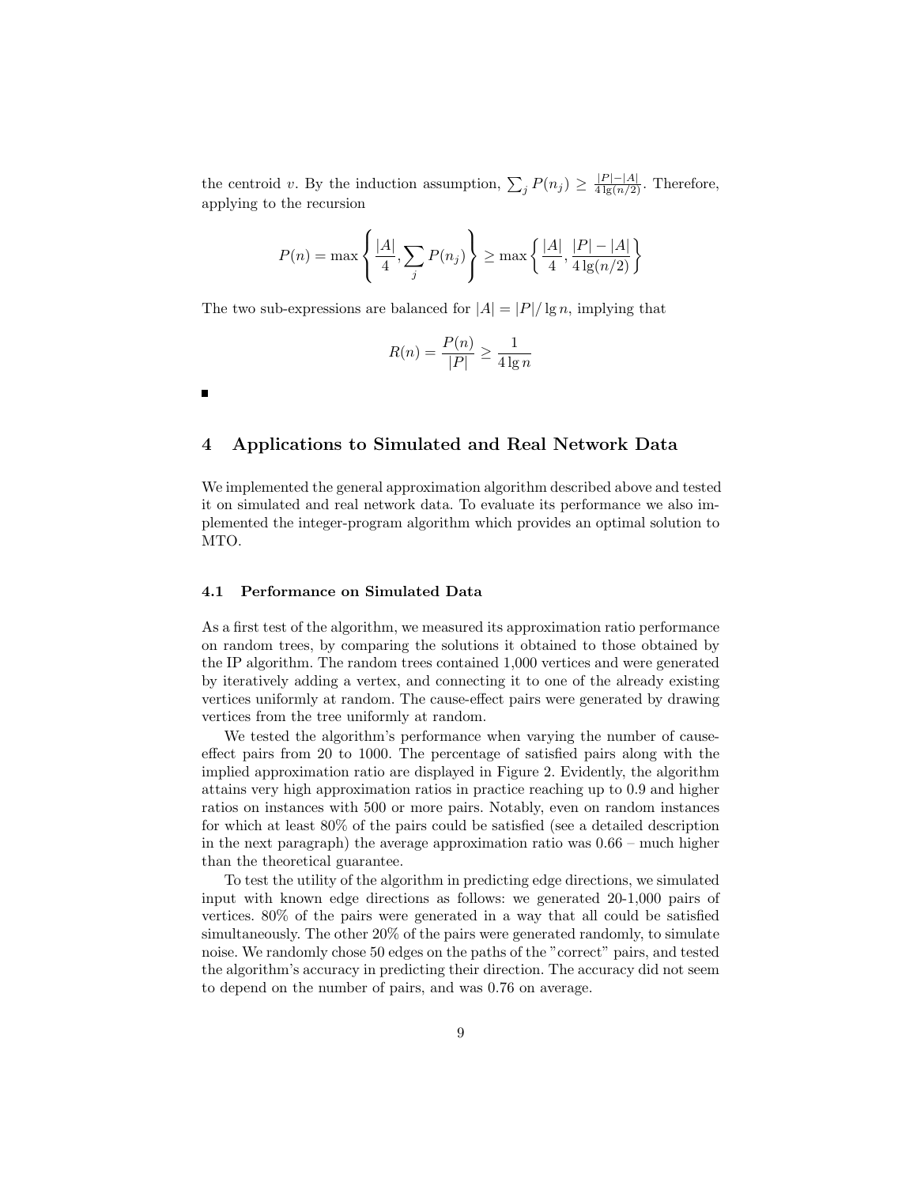the centroid $v$. By the induction assumption, $\sum_j P(n_j) \geq \frac{|P|-|A|}{4\lg(n/2)}$. Therefore, applying to the recursion

$$P(n) = \max\left\{\frac{|A|}{4}, \sum_j P(n_j)\right\} \geq \max\left\{\frac{|A|}{4}, \frac{|P|-|A|}{4\lg(n/2)}\right\}$$

The two sub-expressions are balanced for $|A| = |P|/\lg n$, implying that

$$R(n) = \frac{P(n)}{|P|} \geq \frac{1}{4\lg n}$$

■

## 4 Applications to Simulated and Real Network Data

We implemented the general approximation algorithm described above and tested it on simulated and real network data. To evaluate its performance we also implemented the integer-program algorithm which provides an optimal solution to MTO.

### 4.1 Performance on Simulated Data

As a first test of the algorithm, we measured its approximation ratio performance on random trees, by comparing the solutions it obtained to those obtained by the IP algorithm. The random trees contained 1,000 vertices and were generated by iteratively adding a vertex, and connecting it to one of the already existing vertices uniformly at random. The cause-effect pairs were generated by drawing vertices from the tree uniformly at random.

We tested the algorithm's performance when varying the number of cause-effect pairs from 20 to 1000. The percentage of satisfied pairs along with the implied approximation ratio are displayed in Figure 2. Evidently, the algorithm attains very high approximation ratios in practice reaching up to 0.9 and higher ratios on instances with 500 or more pairs. Notably, even on random instances for which at least 80% of the pairs could be satisfied (see a detailed description in the next paragraph) the average approximation ratio was 0.66 – much higher than the theoretical guarantee.

To test the utility of the algorithm in predicting edge directions, we simulated input with known edge directions as follows: we generated 20-1,000 pairs of vertices. 80% of the pairs were generated in a way that all could be satisfied simultaneously. The other 20% of the pairs were generated randomly, to simulate noise. We randomly chose 50 edges on the paths of the "correct" pairs, and tested the algorithm's accuracy in predicting their direction. The accuracy did not seem to depend on the number of pairs, and was 0.76 on average.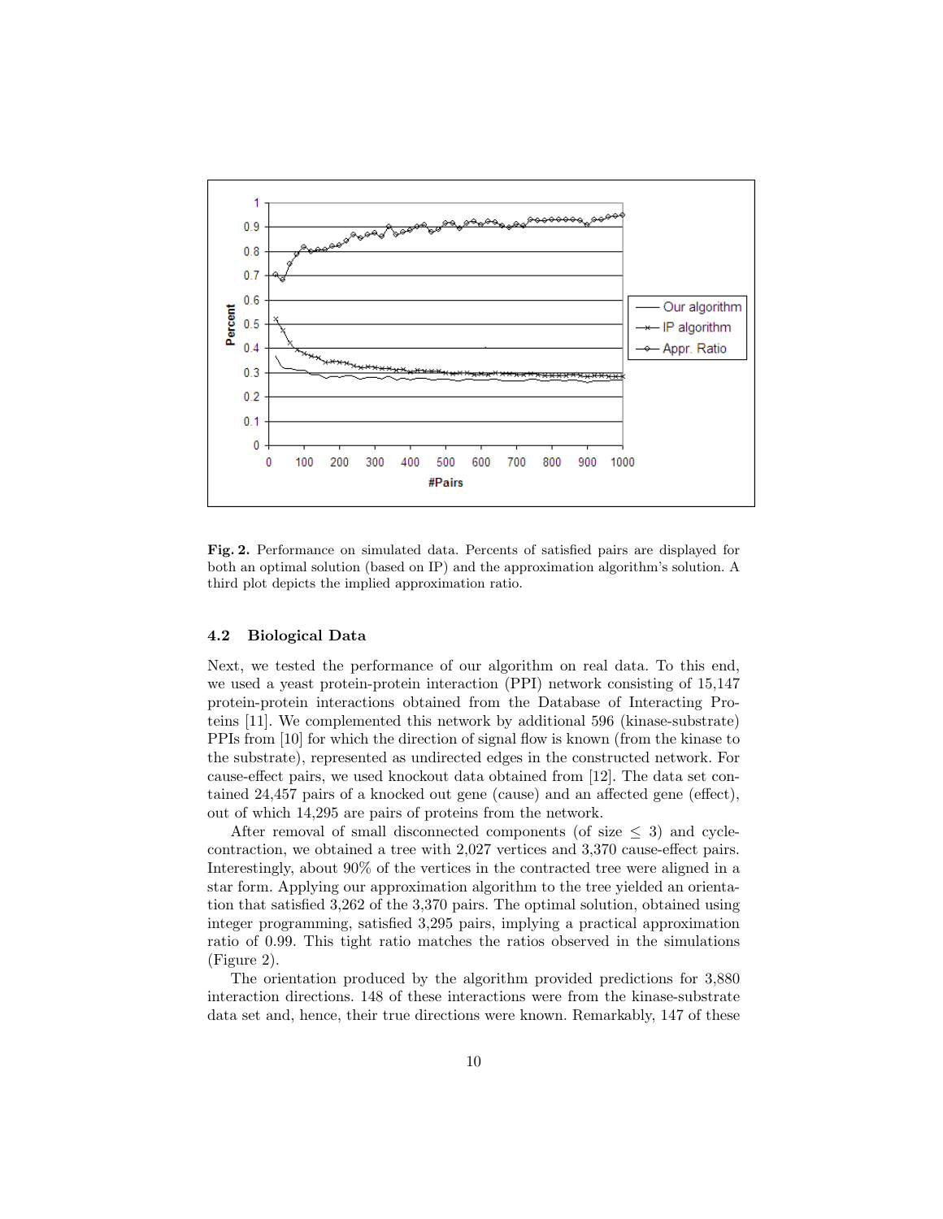**Fig. 2.** Performance on simulated data. Percents of satisfied pairs are displayed for both an optimal solution (based on IP) and the approximation algorithm's solution. A third plot depicts the implied approximation ratio.

### 4.2 Biological Data

Next, we tested the performance of our algorithm on real data. To this end, we used a yeast protein-protein interaction (PPI) network consisting of 15,147 protein-protein interactions obtained from the Database of Interacting Proteins [11]. We complemented this network by additional 596 (kinase-substrate) PPIs from [10] for which the direction of signal flow is known (from the kinase to the substrate), represented as undirected edges in the constructed network. For cause-effect pairs, we used knockout data obtained from [12]. The data set contained 24,457 pairs of a knocked out gene (cause) and an affected gene (effect), out of which 14,295 are pairs of proteins from the network.

After removal of small disconnected components (of size $\leq 3$) and cycle-contraction, we obtained a tree with 2,027 vertices and 3,370 cause-effect pairs. Interestingly, about 90% of the vertices in the contracted tree were aligned in a star form. Applying our approximation algorithm to the tree yielded an orientation that satisfied 3,262 of the 3,370 pairs. The optimal solution, obtained using integer programming, satisfied 3,295 pairs, implying a practical approximation ratio of 0.99. This tight ratio matches the ratios observed in the simulations (Figure 2).

The orientation produced by the algorithm provided predictions for 3,880 interaction directions. 148 of these interactions were from the kinase-substrate data set and, hence, their true directions were known. Remarkably, 147 of these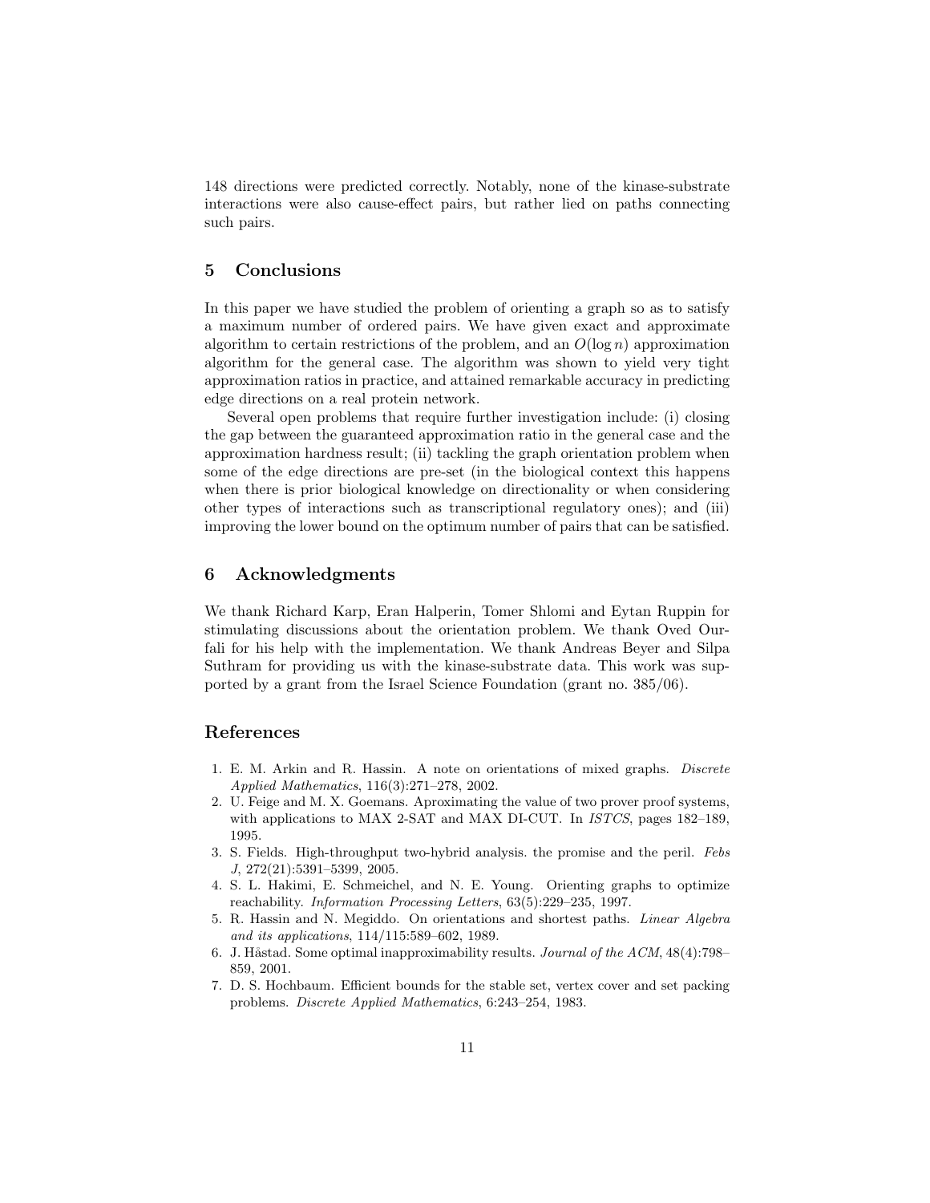148 directions were predicted correctly. Notably, none of the kinase-substrate interactions were also cause-effect pairs, but rather lied on paths connecting such pairs.

## 5 Conclusions

In this paper we have studied the problem of orienting a graph so as to satisfy a maximum number of ordered pairs. We have given exact and approximate algorithm to certain restrictions of the problem, and an $O(\log n)$ approximation algorithm for the general case. The algorithm was shown to yield very tight approximation ratios in practice, and attained remarkable accuracy in predicting edge directions on a real protein network.

Several open problems that require further investigation include: (i) closing the gap between the guaranteed approximation ratio in the general case and the approximation hardness result; (ii) tackling the graph orientation problem when some of the edge directions are pre-set (in the biological context this happens when there is prior biological knowledge on directionality or when considering other types of interactions such as transcriptional regulatory ones); and (iii) improving the lower bound on the optimum number of pairs that can be satisfied.

## 6 Acknowledgments

We thank Richard Karp, Eran Halperin, Tomer Shlomi and Eytan Ruppin for stimulating discussions about the orientation problem. We thank Oved Ourfali for his help with the implementation. We thank Andreas Beyer and Silpa Suthram for providing us with the kinase-substrate data. This work was supported by a grant from the Israel Science Foundation (grant no. 385/06).

## References

1. E. M. Arkin and R. Hassin. A note on orientations of mixed graphs. *Discrete Applied Mathematics*, 116(3):271–278, 2002.
2. U. Feige and M. X. Goemans. Aproximating the value of two prover proof systems, with applications to MAX 2-SAT and MAX DI-CUT. In *ISTCS*, pages 182–189, 1995.
3. S. Fields. High-throughput two-hybrid analysis. the promise and the peril. *Febs J*, 272(21):5391–5399, 2005.
4. S. L. Hakimi, E. Schmeichel, and N. E. Young. Orienting graphs to optimize reachability. *Information Processing Letters*, 63(5):229–235, 1997.
5. R. Hassin and N. Megiddo. On orientations and shortest paths. *Linear Algebra and its applications*, 114/115:589–602, 1989.
6. J. Håstad. Some optimal inapproximability results. *Journal of the ACM*, 48(4):798–859, 2001.
7. D. S. Hochbaum. Efficient bounds for the stable set, vertex cover and set packing problems. *Discrete Applied Mathematics*, 6:243–254, 1983.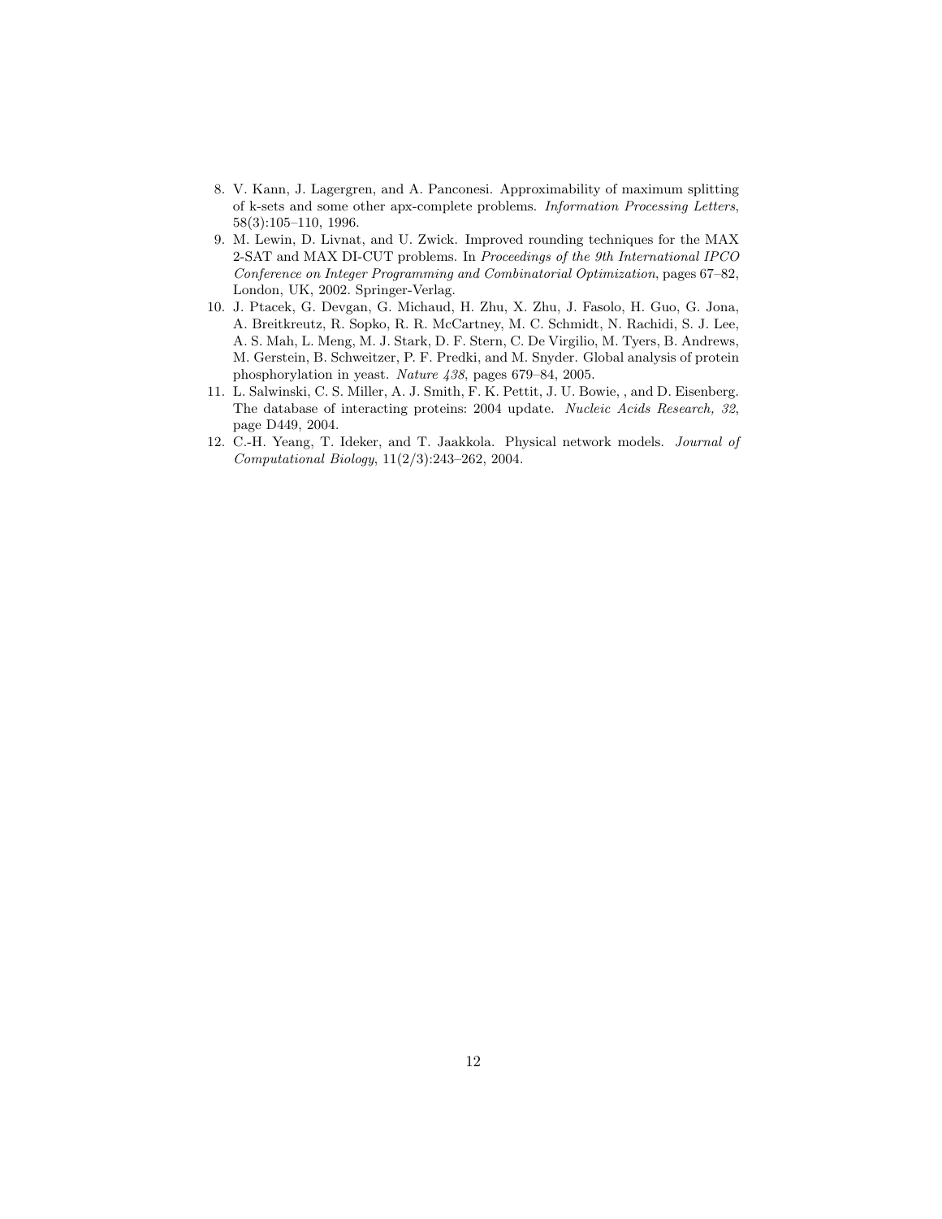8. V. Kann, J. Lagergren, and A. Panconesi. Approximability of maximum splitting of k-sets and some other apx-complete problems. *Information Processing Letters*, 58(3):105–110, 1996.
9. M. Lewin, D. Livnat, and U. Zwick. Improved rounding techniques for the MAX 2-SAT and MAX DI-CUT problems. In *Proceedings of the 9th International IPCO Conference on Integer Programming and Combinatorial Optimization*, pages 67–82, London, UK, 2002. Springer-Verlag.
10. J. Ptacek, G. Devgan, G. Michaud, H. Zhu, X. Zhu, J. Fasolo, H. Guo, G. Jona, A. Breitkreutz, R. Sopko, R. R. McCartney, M. C. Schmidt, N. Rachidi, S. J. Lee, A. S. Mah, L. Meng, M. J. Stark, D. F. Stern, C. De Virgilio, M. Tyers, B. Andrews, M. Gerstein, B. Schweitzer, P. F. Predki, and M. Snyder. Global analysis of protein phosphorylation in yeast. *Nature 438*, pages 679–84, 2005.
11. L. Salwinski, C. S. Miller, A. J. Smith, F. K. Pettit, J. U. Bowie, , and D. Eisenberg. The database of interacting proteins: 2004 update. *Nucleic Acids Research, 32*, page D449, 2004.
12. C.-H. Yeang, T. Ideker, and T. Jaakkola. Physical network models. *Journal of Computational Biology*, 11(2/3):243–262, 2004.